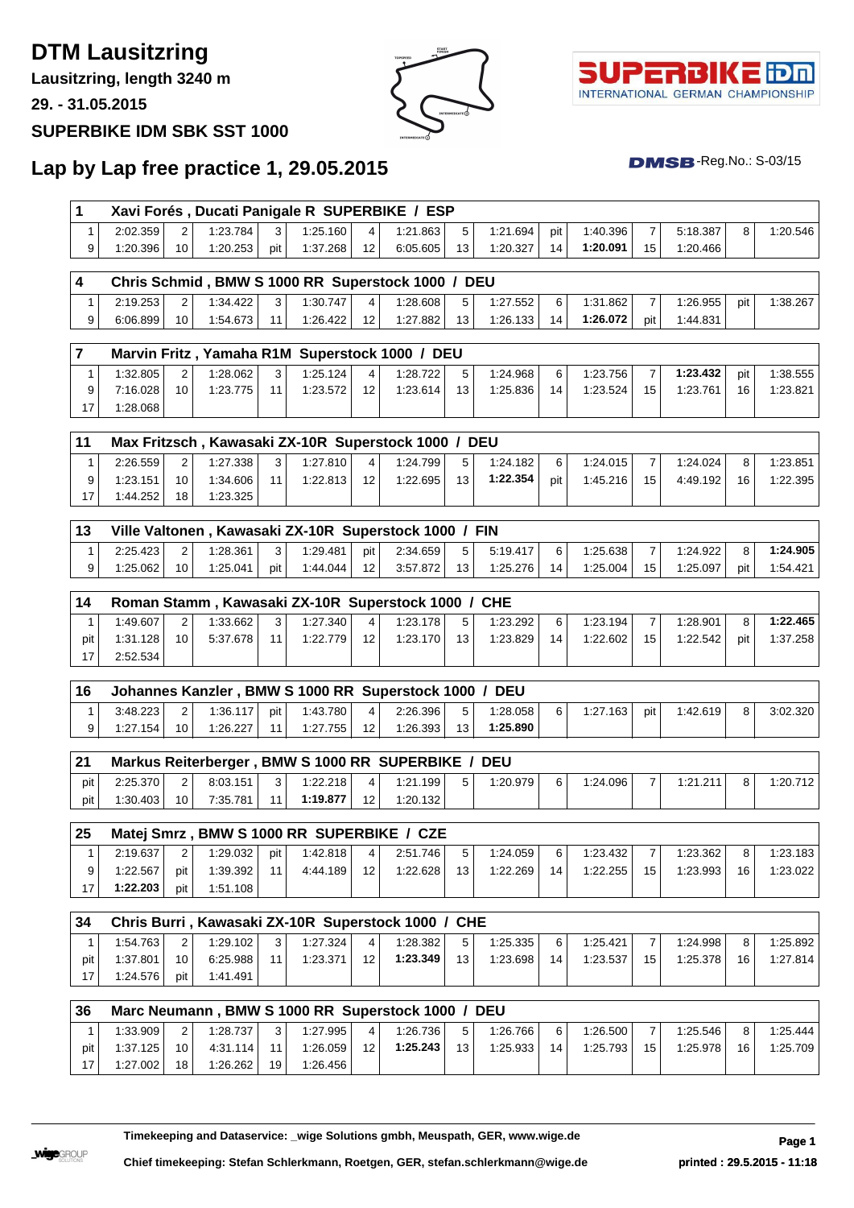# DTM Lausitzring

**Lausitzring, length 3240 m**

**29. - 31.05.2015**

**SUPERBIKE IDM SBK SST 1000**

## Lap by Lap free practice 1, 29.05.2015

DMSB-Reg.No.: S-03/15

| 1 | Xavi Forés , Ducati Panigale R SUPERBIKE / ESP | | | | | | | | | | | | | | |
|---|---|---|---|---|---|---|---|---|---|---|---|---|---|---|---|
| 1 | 2:02.359 | 2 | 1:23.784 | 3 | 1:25.160 | 4 | 1:21.863 | 5 | 1:21.694 | pit | 1:40.396 | 7 | 5:18.387 | 8 | 1:20.546 |
| 9 | 1:20.396 | 10 | 1:20.253 | pit | 1:37.268 | 12 | 6:05.605 | 13 | 1:20.327 | 14 | **1:20.091** | 15 | 1:20.466 | | |

| 4 | Chris Schmid , BMW S 1000 RR Superstock 1000 / DEU | | | | | | | | | | | | | | |
|---|---|---|---|---|---|---|---|---|---|---|---|---|---|---|---|
| 1 | 2:19.253 | 2 | 1:34.422 | 3 | 1:30.747 | 4 | 1:28.608 | 5 | 1:27.552 | 6 | 1:31.862 | 7 | 1:26.955 | pit | 1:38.267 |
| 9 | 6:06.899 | 10 | 1:54.673 | 11 | 1:26.422 | 12 | 1:27.882 | 13 | 1:26.133 | 14 | **1:26.072** | pit | 1:44.831 | | |

| 7 | Marvin Fritz , Yamaha R1M Superstock 1000 / DEU | | | | | | | | | | | | | | |
|---|---|---|---|---|---|---|---|---|---|---|---|---|---|---|---|
| 1 | 1:32.805 | 2 | 1:28.062 | 3 | 1:25.124 | 4 | 1:28.722 | 5 | 1:24.968 | 6 | 1:23.756 | 7 | **1:23.432** | pit | 1:38.555 |
| 9 | 7:16.028 | 10 | 1:23.775 | 11 | 1:23.572 | 12 | 1:23.614 | 13 | 1:25.836 | 14 | 1:23.524 | 15 | 1:23.761 | 16 | 1:23.821 |
| 17 | 1:28.068 | | | | | | | | | | | | | | |

| 11 | Max Fritzsch , Kawasaki ZX-10R Superstock 1000 / DEU | | | | | | | | | | | | | | |
|---|---|---|---|---|---|---|---|---|---|---|---|---|---|---|---|
| 1 | 2:26.559 | 2 | 1:27.338 | 3 | 1:27.810 | 4 | 1:24.799 | 5 | 1:24.182 | 6 | 1:24.015 | 7 | 1:24.024 | 8 | 1:23.851 |
| 9 | 1:23.151 | 10 | 1:34.606 | 11 | 1:22.813 | 12 | 1:22.695 | 13 | **1:22.354** | pit | 1:45.216 | 15 | 4:49.192 | 16 | 1:22.395 |
| 17 | 1:44.252 | 18 | 1:23.325 | | | | | | | | | | | | |

| 13 | Ville Valtonen , Kawasaki ZX-10R Superstock 1000 / FIN | | | | | | | | | | | | | | |
|---|---|---|---|---|---|---|---|---|---|---|---|---|---|---|---|
| 1 | 2:25.423 | 2 | 1:28.361 | 3 | 1:29.481 | pit | 2:34.659 | 5 | 5:19.417 | 6 | 1:25.638 | 7 | 1:24.922 | 8 | **1:24.905** |
| 9 | 1:25.062 | 10 | 1:25.041 | pit | 1:44.044 | 12 | 3:57.872 | 13 | 1:25.276 | 14 | 1:25.004 | 15 | 1:25.097 | pit | 1:54.421 |

| 14 | Roman Stamm , Kawasaki ZX-10R Superstock 1000 / CHE | | | | | | | | | | | | | | |
|---|---|---|---|---|---|---|---|---|---|---|---|---|---|---|---|
| 1 | 1:49.607 | 2 | 1:33.662 | 3 | 1:27.340 | 4 | 1:23.178 | 5 | 1:23.292 | 6 | 1:23.194 | 7 | 1:28.901 | 8 | **1:22.465** |
| pit | 1:31.128 | 10 | 5:37.678 | 11 | 1:22.779 | 12 | 1:23.170 | 13 | 1:23.829 | 14 | 1:22.602 | 15 | 1:22.542 | pit | 1:37.258 |
| 17 | 2:52.534 | | | | | | | | | | | | | | |

| 16 | Johannes Kanzler , BMW S 1000 RR Superstock 1000 / DEU | | | | | | | | | | | | | | |
|---|---|---|---|---|---|---|---|---|---|---|---|---|---|---|---|
| 1 | 3:48.223 | 2 | 1:36.117 | pit | 1:43.780 | 4 | 2:26.396 | 5 | 1:28.058 | 6 | 1:27.163 | pit | 1:42.619 | 8 | 3:02.320 |
| 9 | 1:27.154 | 10 | 1:26.227 | 11 | 1:27.755 | 12 | 1:26.393 | 13 | **1:25.890** | | | | | | |

| 21 | Markus Reiterberger , BMW S 1000 RR SUPERBIKE / DEU | | | | | | | | | | | | | | |
|---|---|---|---|---|---|---|---|---|---|---|---|---|---|---|---|
| pit | 2:25.370 | 2 | 8:03.151 | 3 | 1:22.218 | 4 | 1:21.199 | 5 | 1:20.979 | 6 | 1:24.096 | 7 | 1:21.211 | 8 | 1:20.712 |
| pit | 1:30.403 | 10 | 7:35.781 | 11 | **1:19.877** | 12 | 1:20.132 | | | | | | | | |

| 25 | Matej Smrz , BMW S 1000 RR SUPERBIKE / CZE | | | | | | | | | | | | | | |
|---|---|---|---|---|---|---|---|---|---|---|---|---|---|---|---|
| 1 | 2:19.637 | 2 | 1:29.032 | pit | 1:42.818 | 4 | 2:51.746 | 5 | 1:24.059 | 6 | 1:23.432 | 7 | 1:23.362 | 8 | 1:23.183 |
| 9 | 1:22.567 | pit | 1:39.392 | 11 | 4:44.189 | 12 | 1:22.628 | 13 | 1:22.269 | 14 | 1:22.255 | 15 | 1:23.993 | 16 | 1:23.022 |
| 17 | **1:22.203** | pit | 1:51.108 | | | | | | | | | | | | |

| 34 | Chris Burri , Kawasaki ZX-10R Superstock 1000 / CHE | | | | | | | | | | | | | | |
|---|---|---|---|---|---|---|---|---|---|---|---|---|---|---|---|
| 1 | 1:54.763 | 2 | 1:29.102 | 3 | 1:27.324 | 4 | 1:28.382 | 5 | 1:25.335 | 6 | 1:25.421 | 7 | 1:24.998 | 8 | 1:25.892 |
| pit | 1:37.801 | 10 | 6:25.988 | 11 | 1:23.371 | 12 | **1:23.349** | 13 | 1:23.698 | 14 | 1:23.537 | 15 | 1:25.378 | 16 | 1:27.814 |
| 17 | 1:24.576 | pit | 1:41.491 | | | | | | | | | | | | |

| 36 | Marc Neumann , BMW S 1000 RR Superstock 1000 / DEU | | | | | | | | | | | | | | |
|---|---|---|---|---|---|---|---|---|---|---|---|---|---|---|---|
| 1 | 1:33.909 | 2 | 1:28.737 | 3 | 1:27.995 | 4 | 1:26.736 | 5 | 1:26.766 | 6 | 1:26.500 | 7 | 1:25.546 | 8 | 1:25.444 |
| pit | 1:37.125 | 10 | 4:31.114 | 11 | 1:26.059 | 12 | **1:25.243** | 13 | 1:25.933 | 14 | 1:25.793 | 15 | 1:25.978 | 16 | 1:25.709 |
| 17 | 1:27.002 | 18 | 1:26.262 | 19 | 1:26.456 | | | | | | | | | | |

**Timekeeping and Dataservice: _wige Solutions gmbh, Meuspath, GER, www.wige.de**

**Chief timekeeping: Stefan Schlerkmann, Roetgen, GER, stefan.schlerkmann@wige.de**

**printed : 29.5.2015 - 11:18**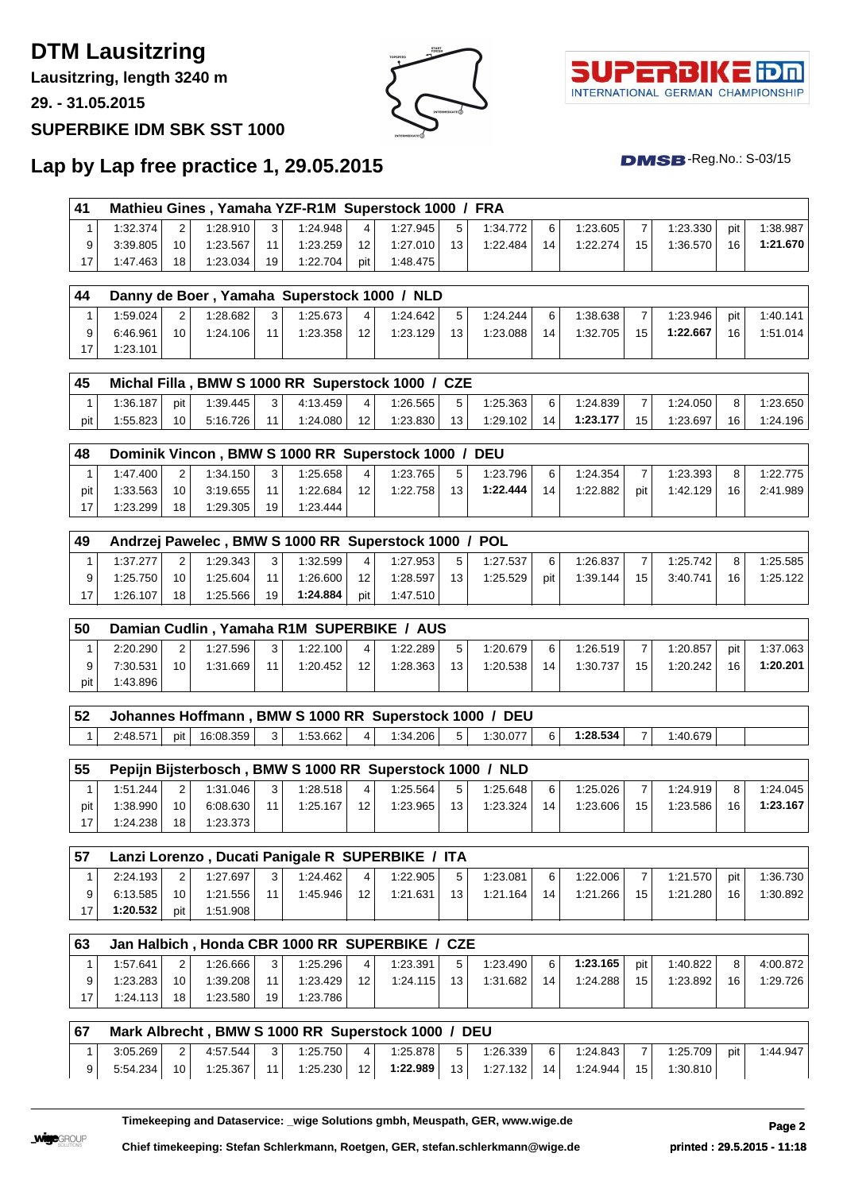# DTM Lausitzring

**Lausitzring, length 3240 m**

**29. - 31.05.2015**

**SUPERBIKE IDM SBK SST 1000**

## Lap by Lap free practice 1, 29.05.2015

DMSB-Reg.No.: S-03/15

| 41 | Mathieu Gines , Yamaha YZF-R1M Superstock 1000 / FRA | | | | | | | | | | | | | | |
|---|---|---|---|---|---|---|---|---|---|---|---|---|---|---|---|
| 1 | 1:32.374 | 2 | 1:28.910 | 3 | 1:24.948 | 4 | 1:27.945 | 5 | 1:34.772 | 6 | 1:23.605 | 7 | 1:23.330 | pit | 1:38.987 |
| 9 | 3:39.805 | 10 | 1:23.567 | 11 | 1:23.259 | 12 | 1:27.010 | 13 | 1:22.484 | 14 | 1:22.274 | 15 | 1:36.570 | 16 | **1:21.670** |
| 17 | 1:47.463 | 18 | 1:23.034 | 19 | 1:22.704 | pit | 1:48.475 | | | | | | | | |

| 44 | Danny de Boer , Yamaha Superstock 1000 / NLD | | | | | | | | | | | | | | |
|---|---|---|---|---|---|---|---|---|---|---|---|---|---|---|---|
| 1 | 1:59.024 | 2 | 1:28.682 | 3 | 1:25.673 | 4 | 1:24.642 | 5 | 1:24.244 | 6 | 1:38.638 | 7 | 1:23.946 | pit | 1:40.141 |
| 9 | 6:46.961 | 10 | 1:24.106 | 11 | 1:23.358 | 12 | 1:23.129 | 13 | 1:23.088 | 14 | 1:32.705 | 15 | **1:22.667** | 16 | 1:51.014 |
| 17 | 1:23.101 | | | | | | | | | | | | | | |

| 45 | Michal Filla , BMW S 1000 RR Superstock 1000 / CZE | | | | | | | | | | | | | | |
|---|---|---|---|---|---|---|---|---|---|---|---|---|---|---|---|
| 1 | 1:36.187 | pit | 1:39.445 | 3 | 4:13.459 | 4 | 1:26.565 | 5 | 1:25.363 | 6 | 1:24.839 | 7 | 1:24.050 | 8 | 1:23.650 |
| pit | 1:55.823 | 10 | 5:16.726 | 11 | 1:24.080 | 12 | 1:23.830 | 13 | 1:29.102 | 14 | **1:23.177** | 15 | 1:23.697 | 16 | 1:24.196 |

| 48 | Dominik Vincon , BMW S 1000 RR Superstock 1000 / DEU | | | | | | | | | | | | | | |
|---|---|---|---|---|---|---|---|---|---|---|---|---|---|---|---|
| 1 | 1:47.400 | 2 | 1:34.150 | 3 | 1:25.658 | 4 | 1:23.765 | 5 | 1:23.796 | 6 | 1:24.354 | 7 | 1:23.393 | 8 | 1:22.775 |
| pit | 1:33.563 | 10 | 3:19.655 | 11 | 1:22.684 | 12 | 1:22.758 | 13 | **1:22.444** | 14 | 1:22.882 | pit | 1:42.129 | 16 | 2:41.989 |
| 17 | 1:23.299 | 18 | 1:29.305 | 19 | 1:23.444 | | | | | | | | | | |

| 49 | Andrzej Pawelec , BMW S 1000 RR Superstock 1000 / POL | | | | | | | | | | | | | | |
|---|---|---|---|---|---|---|---|---|---|---|---|---|---|---|---|
| 1 | 1:37.277 | 2 | 1:29.343 | 3 | 1:32.599 | 4 | 1:27.953 | 5 | 1:27.537 | 6 | 1:26.837 | 7 | 1:25.742 | 8 | 1:25.585 |
| 9 | 1:25.750 | 10 | 1:25.604 | 11 | 1:26.600 | 12 | 1:28.597 | 13 | 1:25.529 | pit | 1:39.144 | 15 | 3:40.741 | 16 | 1:25.122 |
| 17 | 1:26.107 | 18 | 1:25.566 | 19 | **1:24.884** | pit | 1:47.510 | | | | | | | | |

| 50 | Damian Cudlin , Yamaha R1M SUPERBIKE / AUS | | | | | | | | | | | | | | |
|---|---|---|---|---|---|---|---|---|---|---|---|---|---|---|---|
| 1 | 2:20.290 | 2 | 1:27.596 | 3 | 1:22.100 | 4 | 1:22.289 | 5 | 1:20.679 | 6 | 1:26.519 | 7 | 1:20.857 | pit | 1:37.063 |
| 9 | 7:30.531 | 10 | 1:31.669 | 11 | 1:20.452 | 12 | 1:28.363 | 13 | 1:20.538 | 14 | 1:30.737 | 15 | 1:20.242 | 16 | **1:20.201** |
| pit | 1:43.896 | | | | | | | | | | | | | | |

| 52 | Johannes Hoffmann , BMW S 1000 RR Superstock 1000 / DEU | | | | | | | | | | | | | | |
|---|---|---|---|---|---|---|---|---|---|---|---|---|---|---|---|
| 1 | 2:48.571 | pit | 16:08.359 | 3 | 1:53.662 | 4 | 1:34.206 | 5 | 1:30.077 | 6 | **1:28.534** | 7 | 1:40.679 | | |

| 55 | Pepijn Bijsterbosch , BMW S 1000 RR Superstock 1000 / NLD | | | | | | | | | | | | | | |
|---|---|---|---|---|---|---|---|---|---|---|---|---|---|---|---|
| 1 | 1:51.244 | 2 | 1:31.046 | 3 | 1:28.518 | 4 | 1:25.564 | 5 | 1:25.648 | 6 | 1:25.026 | 7 | 1:24.919 | 8 | 1:24.045 |
| pit | 1:38.990 | 10 | 6:08.630 | 11 | 1:25.167 | 12 | 1:23.965 | 13 | 1:23.324 | 14 | 1:23.606 | 15 | 1:23.586 | 16 | **1:23.167** |
| 17 | 1:24.238 | 18 | 1:23.373 | | | | | | | | | | | | |

| 57 | Lanzi Lorenzo , Ducati Panigale R SUPERBIKE / ITA | | | | | | | | | | | | | | |
|---|---|---|---|---|---|---|---|---|---|---|---|---|---|---|---|
| 1 | 2:24.193 | 2 | 1:27.697 | 3 | 1:24.462 | 4 | 1:22.905 | 5 | 1:23.081 | 6 | 1:22.006 | 7 | 1:21.570 | pit | 1:36.730 |
| 9 | 6:13.585 | 10 | 1:21.556 | 11 | 1:45.946 | 12 | 1:21.631 | 13 | 1:21.164 | 14 | 1:21.266 | 15 | 1:21.280 | 16 | 1:30.892 |
| 17 | **1:20.532** | pit | 1:51.908 | | | | | | | | | | | | |

| 63 | Jan Halbich , Honda CBR 1000 RR SUPERBIKE / CZE | | | | | | | | | | | | | | |
|---|---|---|---|---|---|---|---|---|---|---|---|---|---|---|---|
| 1 | 1:57.641 | 2 | 1:26.666 | 3 | 1:25.296 | 4 | 1:23.391 | 5 | 1:23.490 | 6 | **1:23.165** | pit | 1:40.822 | 8 | 4:00.872 |
| 9 | 1:23.283 | 10 | 1:39.208 | 11 | 1:23.429 | 12 | 1:24.115 | 13 | 1:31.682 | 14 | 1:24.288 | 15 | 1:23.892 | 16 | 1:29.726 |
| 17 | 1:24.113 | 18 | 1:23.580 | 19 | 1:23.786 | | | | | | | | | | |

| 67 | Mark Albrecht , BMW S 1000 RR Superstock 1000 / DEU | | | | | | | | | | | | | | |
|---|---|---|---|---|---|---|---|---|---|---|---|---|---|---|---|
| 1 | 3:05.269 | 2 | 4:57.544 | 3 | 1:25.750 | 4 | 1:25.878 | 5 | 1:26.339 | 6 | 1:24.843 | 7 | 1:25.709 | pit | 1:44.947 |
| 9 | 5:54.234 | 10 | 1:25.367 | 11 | 1:25.230 | 12 | **1:22.989** | 13 | 1:27.132 | 14 | 1:24.944 | 15 | 1:30.810 | | |

**Timekeeping and Dataservice: _wige Solutions gmbh, Meuspath, GER, www.wige.de**

**Chief timekeeping: Stefan Schlerkmann, Roetgen, GER, stefan.schlerkmann@wige.de**

**printed : 29.5.2015 - 11:18**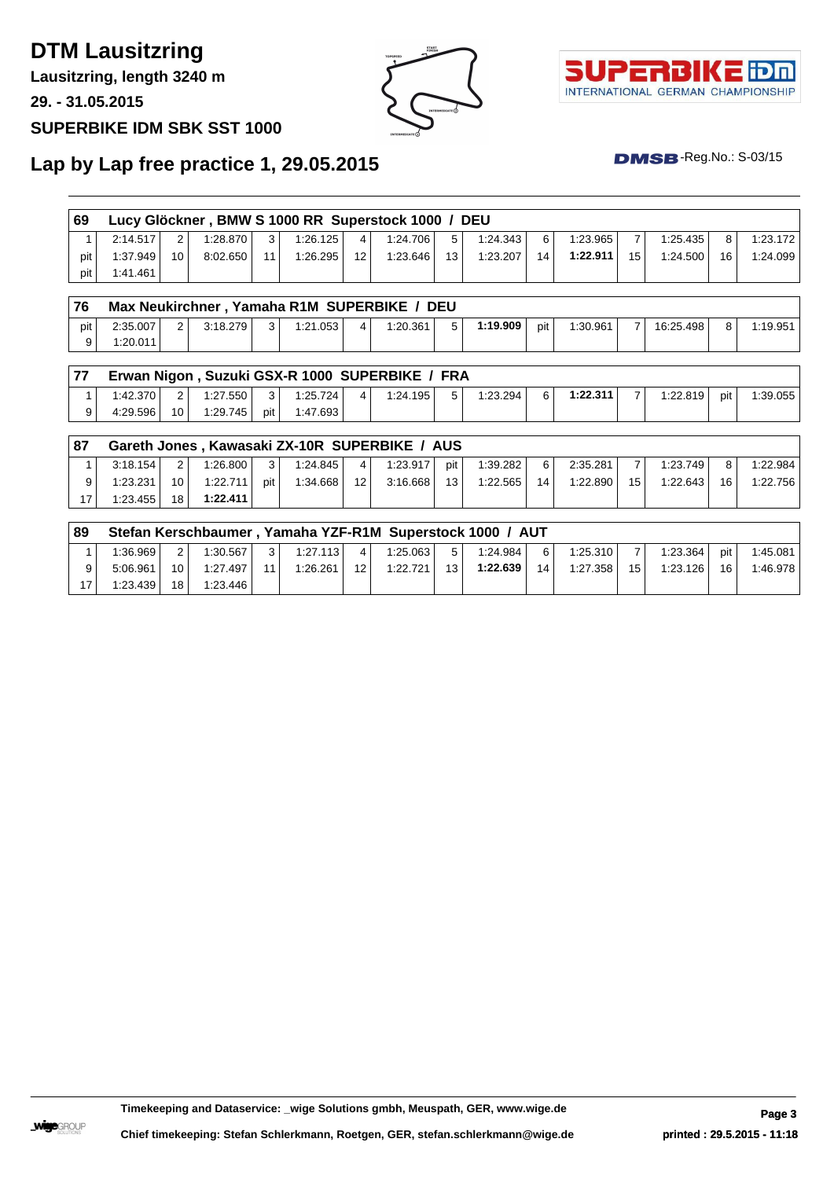# DTM Lausitzring

**Lausitzring, length 3240 m**

**29. - 31.05.2015**

**SUPERBIKE IDM SBK SST 1000**

SUPERBIKE IDM INTERNATIONAL GERMAN CHAMPIONSHIP

## Lap by Lap free practice 1, 29.05.2015

DMSB-Reg.No.: S-03/15

**69 Lucy Glöckner , BMW S 1000 RR Superstock 1000 / DEU**

| | | | | | | | | | | | | | | | |
|---|---|---|---|---|---|---|---|---|---|---|---|---|---|---|---|
| 1 | 2:14.517 | 2 | 1:28.870 | 3 | 1:26.125 | 4 | 1:24.706 | 5 | 1:24.343 | 6 | 1:23.965 | 7 | 1:25.435 | 8 | 1:23.172 |
| pit | 1:37.949 | 10 | 8:02.650 | 11 | 1:26.295 | 12 | 1:23.646 | 13 | 1:23.207 | 14 | **1:22.911** | 15 | 1:24.500 | 16 | 1:24.099 |
| pit | 1:41.461 | | | | | | | | | | | | | | |

**76 Max Neukirchner , Yamaha R1M SUPERBIKE / DEU**

| | | | | | | | | | | | | | | | |
|---|---|---|---|---|---|---|---|---|---|---|---|---|---|---|---|
| pit | 2:35.007 | 2 | 3:18.279 | 3 | 1:21.053 | 4 | 1:20.361 | 5 | **1:19.909** | pit | 1:30.961 | 7 | 16:25.498 | 8 | 1:19.951 |
| 9 | 1:20.011 | | | | | | | | | | | | | | |

**77 Erwan Nigon , Suzuki GSX-R 1000 SUPERBIKE / FRA**

| | | | | | | | | | | | | | | | |
|---|---|---|---|---|---|---|---|---|---|---|---|---|---|---|---|
| 1 | 1:42.370 | 2 | 1:27.550 | 3 | 1:25.724 | 4 | 1:24.195 | 5 | 1:23.294 | 6 | **1:22.311** | 7 | 1:22.819 | pit | 1:39.055 |
| 9 | 4:29.596 | 10 | 1:29.745 | pit | 1:47.693 | | | | | | | | | | |

**87 Gareth Jones , Kawasaki ZX-10R SUPERBIKE / AUS**

| | | | | | | | | | | | | | | | |
|---|---|---|---|---|---|---|---|---|---|---|---|---|---|---|---|
| 1 | 3:18.154 | 2 | 1:26.800 | 3 | 1:24.845 | 4 | 1:23.917 | pit | 1:39.282 | 6 | 2:35.281 | 7 | 1:23.749 | 8 | 1:22.984 |
| 9 | 1:23.231 | 10 | 1:22.711 | pit | 1:34.668 | 12 | 3:16.668 | 13 | 1:22.565 | 14 | 1:22.890 | 15 | 1:22.643 | 16 | 1:22.756 |
| 17 | 1:23.455 | 18 | **1:22.411** | | | | | | | | | | | | |

**89 Stefan Kerschbaumer , Yamaha YZF-R1M Superstock 1000 / AUT**

| | | | | | | | | | | | | | | | |
|---|---|---|---|---|---|---|---|---|---|---|---|---|---|---|---|
| 1 | 1:36.969 | 2 | 1:30.567 | 3 | 1:27.113 | 4 | 1:25.063 | 5 | 1:24.984 | 6 | 1:25.310 | 7 | 1:23.364 | pit | 1:45.081 |
| 9 | 5:06.961 | 10 | 1:27.497 | 11 | 1:26.261 | 12 | 1:22.721 | 13 | **1:22.639** | 14 | 1:27.358 | 15 | 1:23.126 | 16 | 1:46.978 |
| 17 | 1:23.439 | 18 | 1:23.446 | | | | | | | | | | | | |

**Timekeeping and Dataservice: _wige Solutions gmbh, Meuspath, GER, www.wige.de**

**Chief timekeeping: Stefan Schlerkmann, Roetgen, GER, stefan.schlerkmann@wige.de**

**printed : 29.5.2015 - 11:18**